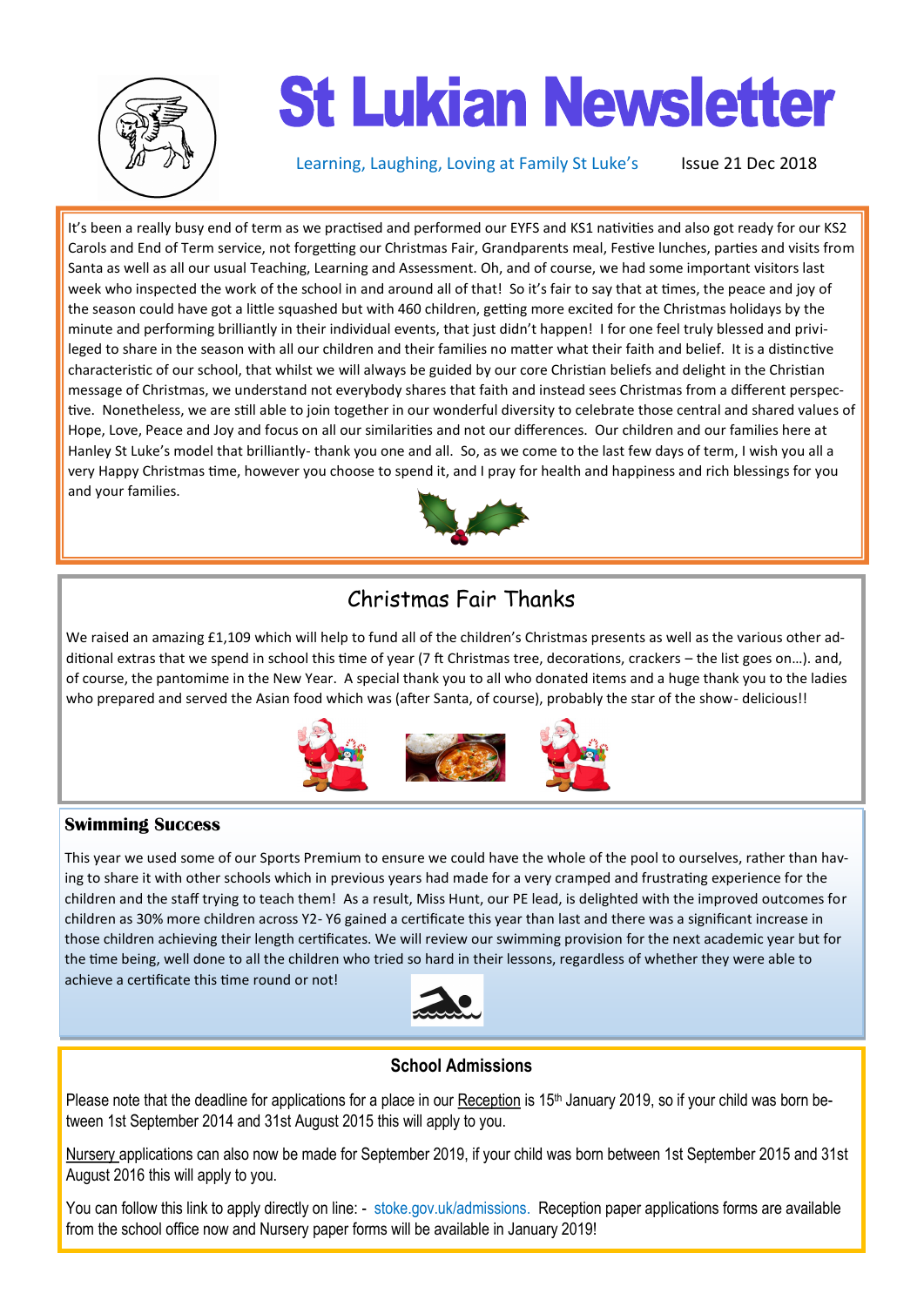# St Lukian Newsletter

Learning, Laughing, Loving at Family St Luke's     Issue 21 Dec 2018

It's been a really busy end of term as we practised and performed our EYFS and KS1 nativities and also got ready for our KS2 Carols and End of Term service, not forgetting our Christmas Fair, Grandparents meal, Festive lunches, parties and visits from Santa as well as all our usual Teaching, Learning and Assessment. Oh, and of course, we had some important visitors last week who inspected the work of the school in and around all of that! So it's fair to say that at times, the peace and joy of the season could have got a little squashed but with 460 children, getting more excited for the Christmas holidays by the minute and performing brilliantly in their individual events, that just didn't happen! I for one feel truly blessed and privileged to share in the season with all our children and their families no matter what their faith and belief. It is a distinctive characteristic of our school, that whilst we will always be guided by our core Christian beliefs and delight in the Christian message of Christmas, we understand not everybody shares that faith and instead sees Christmas from a different perspective. Nonetheless, we are still able to join together in our wonderful diversity to celebrate those central and shared values of Hope, Love, Peace and Joy and focus on all our similarities and not our differences. Our children and our families here at Hanley St Luke's model that brilliantly- thank you one and all. So, as we come to the last few days of term, I wish you all a very Happy Christmas time, however you choose to spend it, and I pray for health and happiness and rich blessings for you and your families.

## Christmas Fair Thanks

We raised an amazing £1,109 which will help to fund all of the children's Christmas presents as well as the various other additional extras that we spend in school this time of year (7 ft Christmas tree, decorations, crackers – the list goes on…). and, of course, the pantomime in the New Year. A special thank you to all who donated items and a huge thank you to the ladies who prepared and served the Asian food which was (after Santa, of course), probably the star of the show- delicious!!

## Swimming Success

This year we used some of our Sports Premium to ensure we could have the whole of the pool to ourselves, rather than having to share it with other schools which in previous years had made for a very cramped and frustrating experience for the children and the staff trying to teach them! As a result, Miss Hunt, our PE lead, is delighted with the improved outcomes for children as 30% more children across Y2- Y6 gained a certificate this year than last and there was a significant increase in those children achieving their length certificates. We will review our swimming provision for the next academic year but for the time being, well done to all the children who tried so hard in their lessons, regardless of whether they were able to achieve a certificate this time round or not!

## School Admissions

Please note that the deadline for applications for a place in our Reception is 15th January 2019, so if your child was born between 1st September 2014 and 31st August 2015 this will apply to you.

Nursery applications can also now be made for September 2019, if your child was born between 1st September 2015 and 31st August 2016 this will apply to you.

You can follow this link to apply directly on line: - stoke.gov.uk/admissions. Reception paper applications forms are available from the school office now and Nursery paper forms will be available in January 2019!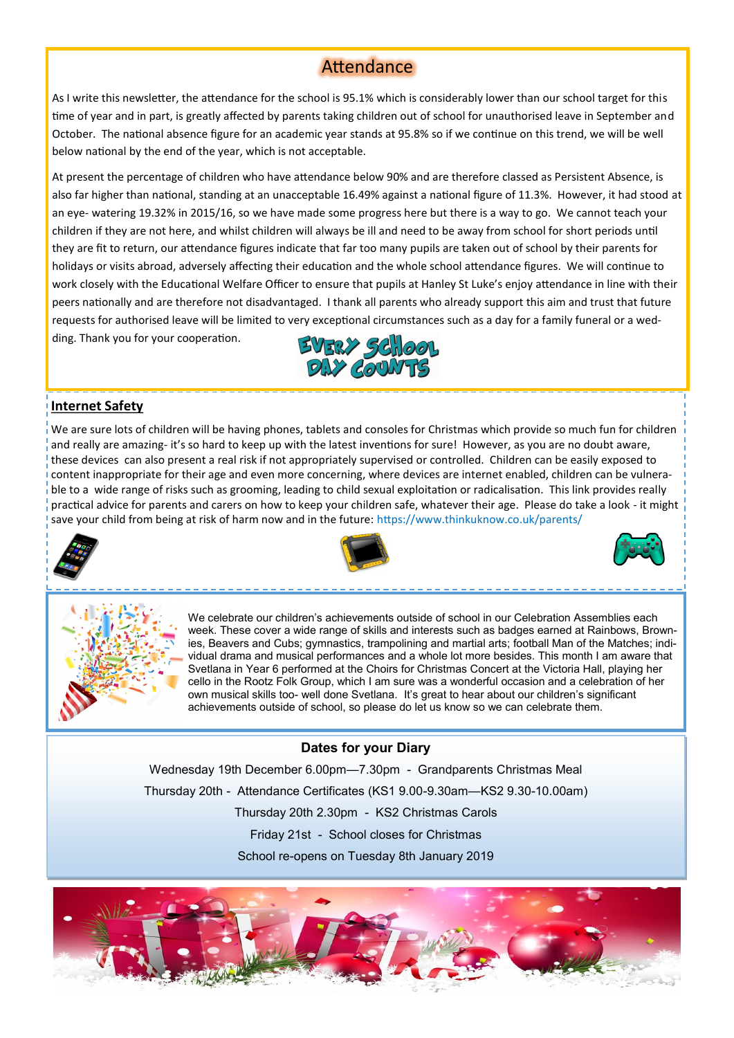## Attendance

As I write this newsletter, the attendance for the school is 95.1% which is considerably lower than our school target for this time of year and in part, is greatly affected by parents taking children out of school for unauthorised leave in September and October. The national absence figure for an academic year stands at 95.8% so if we continue on this trend, we will be well below national by the end of the year, which is not acceptable.

At present the percentage of children who have attendance below 90% and are therefore classed as Persistent Absence, is also far higher than national, standing at an unacceptable 16.49% against a national figure of 11.3%. However, it had stood at an eye- watering 19.32% in 2015/16, so we have made some progress here but there is a way to go. We cannot teach your children if they are not here, and whilst children will always be ill and need to be away from school for short periods until they are fit to return, our attendance figures indicate that far too many pupils are taken out of school by their parents for holidays or visits abroad, adversely affecting their education and the whole school attendance figures. We will continue to work closely with the Educational Welfare Officer to ensure that pupils at Hanley St Luke's enjoy attendance in line with their peers nationally and are therefore not disadvantaged. I thank all parents who already support this aim and trust that future requests for authorised leave will be limited to very exceptional circumstances such as a day for a family funeral or a wedding. Thank you for your cooperation.

EVERY SCHOOL DAY COUNTS

## Internet Safety

We are sure lots of children will be having phones, tablets and consoles for Christmas which provide so much fun for children and really are amazing- it's so hard to keep up with the latest inventions for sure! However, as you are no doubt aware, these devices can also present a real risk if not appropriately supervised or controlled. Children can be easily exposed to content inappropriate for their age and even more concerning, where devices are internet enabled, children can be vulnerable to a wide range of risks such as grooming, leading to child sexual exploitation or radicalisation. This link provides really practical advice for parents and carers on how to keep your children safe, whatever their age. Please do take a look - it might save your child from being at risk of harm now and in the future: https://www.thinkuknow.co.uk/parents/

We celebrate our children's achievements outside of school in our Celebration Assemblies each week. These cover a wide range of skills and interests such as badges earned at Rainbows, Brownies, Beavers and Cubs; gymnastics, trampolining and martial arts; football Man of the Matches; individual drama and musical performances and a whole lot more besides. This month I am aware that Svetlana in Year 6 performed at the Choirs for Christmas Concert at the Victoria Hall, playing her cello in the Rootz Folk Group, which I am sure was a wonderful occasion and a celebration of her own musical skills too- well done Svetlana. It's great to hear about our children's significant achievements outside of school, so please do let us know so we can celebrate them.

### Dates for your Diary

Wednesday 19th December 6.00pm—7.30pm - Grandparents Christmas Meal

Thursday 20th - Attendance Certificates (KS1 9.00-9.30am—KS2 9.30-10.00am)

Thursday 20th 2.30pm - KS2 Christmas Carols

Friday 21st - School closes for Christmas

School re-opens on Tuesday 8th January 2019